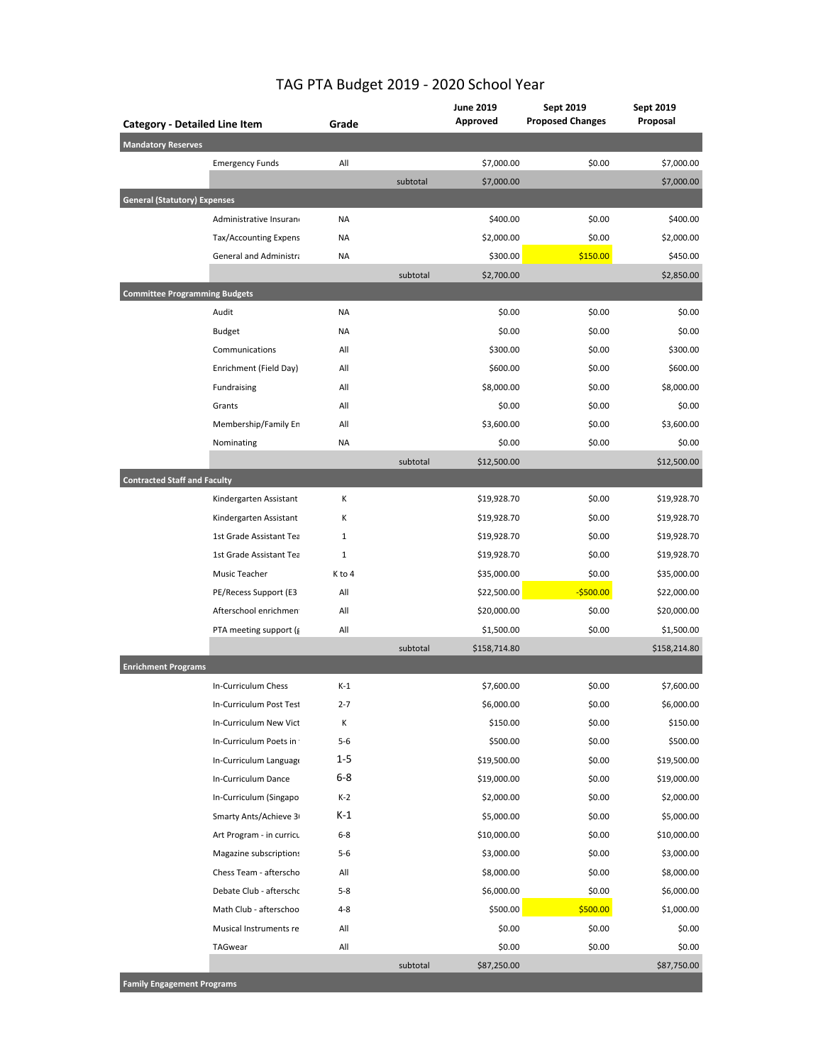# TAG PTA Budget 2019 - 2020 School Year

| Category - Detailed Line Item | | Grade | | June 2019 Approved | Sept 2019 Proposed Changes | Sept 2019 Proposal |
|---|---|---|---|---|---|---|
| **Mandatory Reserves** | | | | | | |
| | Emergency Funds | All | | $7,000.00 | $0.00 | $7,000.00 |
| | | | subtotal | $7,000.00 | | $7,000.00 |
| **General (Statutory) Expenses** | | | | | | |
| | Administrative Insuran | NA | | $400.00 | $0.00 | $400.00 |
| | Tax/Accounting Expens | NA | | $2,000.00 | $0.00 | $2,000.00 |
| | General and Administra | NA | | $300.00 | $150.00 | $450.00 |
| | | | subtotal | $2,700.00 | | $2,850.00 |
| **Committee Programming Budgets** | | | | | | |
| | Audit | NA | | $0.00 | $0.00 | $0.00 |
| | Budget | NA | | $0.00 | $0.00 | $0.00 |
| | Communications | All | | $300.00 | $0.00 | $300.00 |
| | Enrichment (Field Day) | All | | $600.00 | $0.00 | $600.00 |
| | Fundraising | All | | $8,000.00 | $0.00 | $8,000.00 |
| | Grants | All | | $0.00 | $0.00 | $0.00 |
| | Membership/Family En | All | | $3,600.00 | $0.00 | $3,600.00 |
| | Nominating | NA | | $0.00 | $0.00 | $0.00 |
| | | | subtotal | $12,500.00 | | $12,500.00 |
| **Contracted Staff and Faculty** | | | | | | |
| | Kindergarten Assistant | K | | $19,928.70 | $0.00 | $19,928.70 |
| | Kindergarten Assistant | K | | $19,928.70 | $0.00 | $19,928.70 |
| | 1st Grade Assistant Tea | 1 | | $19,928.70 | $0.00 | $19,928.70 |
| | 1st Grade Assistant Tea | 1 | | $19,928.70 | $0.00 | $19,928.70 |
| | Music Teacher | K to 4 | | $35,000.00 | $0.00 | $35,000.00 |
| | PE/Recess Support (E3 | All | | $22,500.00 | -$500.00 | $22,000.00 |
| | Afterschool enrichmen | All | | $20,000.00 | $0.00 | $20,000.00 |
| | PTA meeting support (g | All | | $1,500.00 | $0.00 | $1,500.00 |
| | | | subtotal | $158,714.80 | | $158,214.80 |
| **Enrichment Programs** | | | | | | |
| | In-Curriculum Chess | K-1 | | $7,600.00 | $0.00 | $7,600.00 |
| | In-Curriculum Post Test | 2-7 | | $6,000.00 | $0.00 | $6,000.00 |
| | In-Curriculum New Vict | K | | $150.00 | $0.00 | $150.00 |
| | In-Curriculum Poets in | 5-6 | | $500.00 | $0.00 | $500.00 |
| | In-Curriculum Language | 1-5 | | $19,500.00 | $0.00 | $19,500.00 |
| | In-Curriculum Dance | 6-8 | | $19,000.00 | $0.00 | $19,000.00 |
| | In-Curriculum (Singapo | K-2 | | $2,000.00 | $0.00 | $2,000.00 |
| | Smarty Ants/Achieve 3( | K-1 | | $5,000.00 | $0.00 | $5,000.00 |
| | Art Program - in curricu | 6-8 | | $10,000.00 | $0.00 | $10,000.00 |
| | Magazine subscriptions | 5-6 | | $3,000.00 | $0.00 | $3,000.00 |
| | Chess Team - aftersche | All | | $8,000.00 | $0.00 | $8,000.00 |
| | Debate Club - afterschc | 5-8 | | $6,000.00 | $0.00 | $6,000.00 |
| | Math Club - afterschoo | 4-8 | | $500.00 | $500.00 | $1,000.00 |
| | Musical Instruments re | All | | $0.00 | $0.00 | $0.00 |
| | TAGwear | All | | $0.00 | $0.00 | $0.00 |
| | | | subtotal | $87,250.00 | | $87,750.00 |
| **Family Engagement Programs** | | | | | | |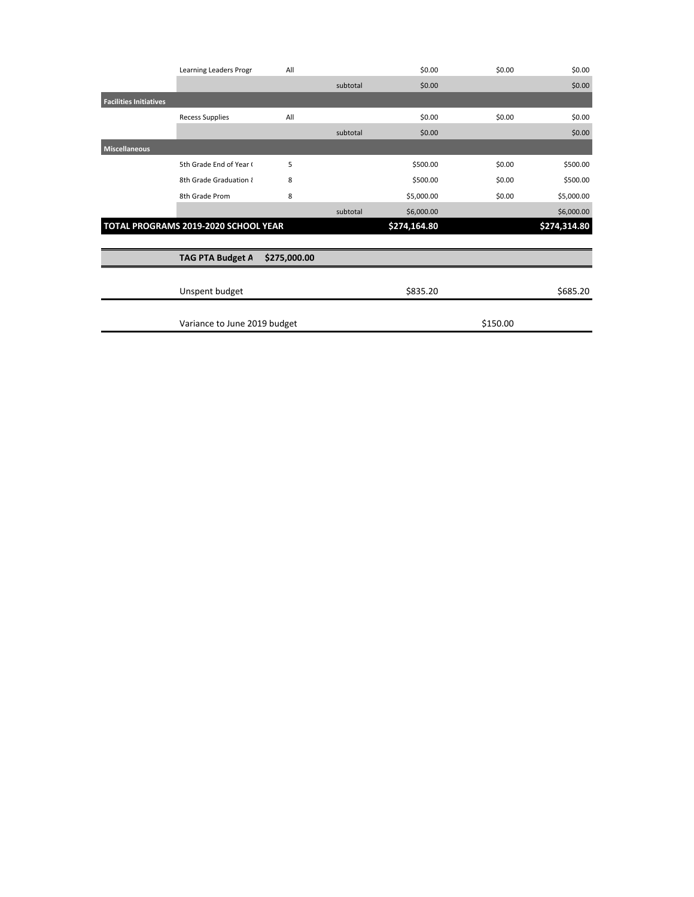| | | | | | | |
|---|---|---|---|---|---|---|
| | Learning Leaders Progr | All | | $0.00 | $0.00 | $0.00 |
| | | | subtotal | $0.00 | | $0.00 |
| **Facilities Initiatives** | | | | | | |
| | Recess Supplies | All | | $0.00 | $0.00 | $0.00 |
| | | | subtotal | $0.00 | | $0.00 |
| **Miscellaneous** | | | | | | |
| | 5th Grade End of Year ( | 5 | | $500.00 | $0.00 | $500.00 |
| | 8th Grade Graduation & | 8 | | $500.00 | $0.00 | $500.00 |
| | 8th Grade Prom | 8 | | $5,000.00 | $0.00 | $5,000.00 |
| | | | subtotal | $6,000.00 | | $6,000.00 |
| **TOTAL PROGRAMS 2019-2020 SCHOOL YEAR** | | | | **$274,164.80** | | **$274,314.80** |
| | **TAG PTA Budget A** | **$275,000.00** | | | | |
| | Unspent budget | | | $835.20 | | $685.20 |
| | Variance to June 2019 budget | | | | $150.00 | |